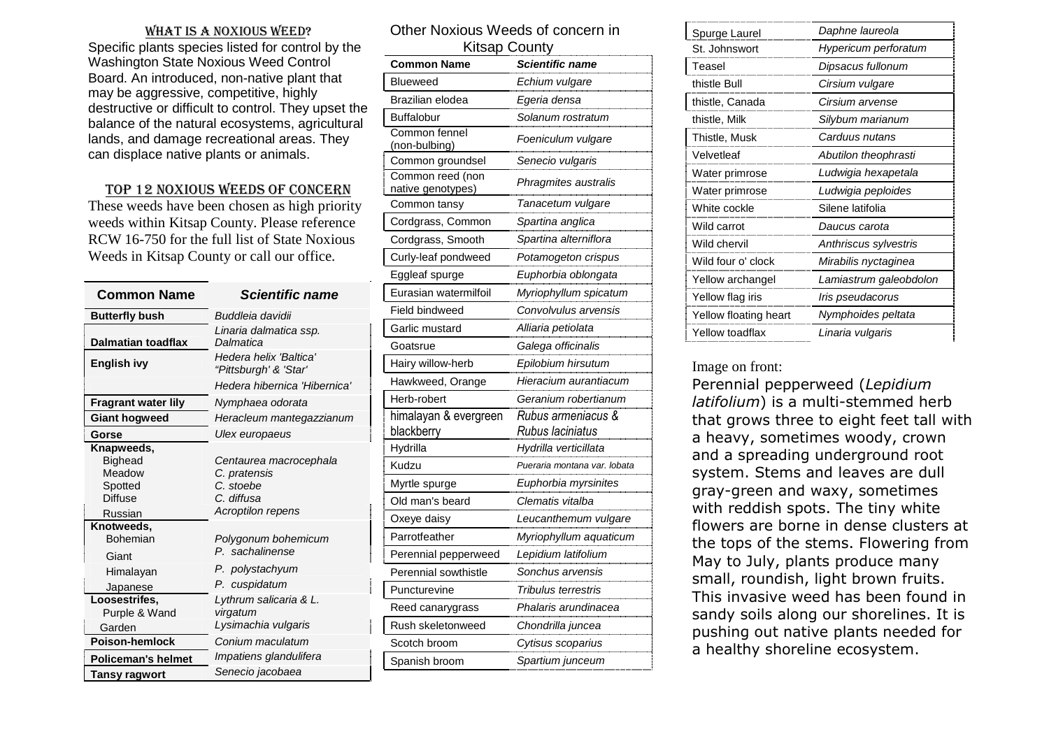## What is a Noxious Weed?

Specific plants species listed for control by the Washington State Noxious Weed Control Board. An introduced, non-native plant that may be aggressive, competitive, highly destructive or difficult to control. They upset the balance of the natural ecosystems, agricultural lands, and damage recreational areas. They can displace native plants or animals.

## Top 12 Noxious Weeds of Concern

These weeds have been chosen as high priority weeds within Kitsap County. Please reference RCW 16-750 for the full list of State Noxious Weeds in Kitsap County or call our office.

| Common Name | Scientific name |
|---|---|
| **Butterfly bush** | *Buddleia davidii* |
| **Dalmatian toadflax** | *Linaria dalmatica ssp. Dalmatica* |
| **English ivy** | *Hedera helix 'Baltica' "Pittsburgh' & 'Star'* |
| | *Hedera hibernica 'Hibernica'* |
| **Fragrant water lily** | *Nymphaea odorata* |
| **Giant hogweed** | *Heracleum mantegazzianum* |
| **Gorse** | *Ulex europaeus* |
| **Knapweeds,** | |
| Bighead | *Centaurea macrocephala* |
| Meadow | *C. pratensis* |
| Spotted | *C. stoebe* |
| Diffuse | *C. diffusa* |
| Russian | *Acroptilon repens* |
| **Knotweeds,** | |
| Bohemian | *Polygonum bohemicum* |
| Giant | *P. sachalinense* |
| Himalayan | *P. polystachyum* |
| Japanese | *P. cuspidatum* |
| **Loosestrifes,** | |
| Purple & Wand | *Lythrum salicaria & L. virgatum* |
| Garden | *Lysimachia vulgaris* |
| **Poison-hemlock** | *Conium maculatum* |
| **Policeman's helmet** | *Impatiens glandulifera* |
| **Tansy ragwort** | *Senecio jacobaea* |

## Other Noxious Weeds of concern in Kitsap County

| Common Name | Scientific name |
|---|---|
| Blueweed | *Echium vulgare* |
| Brazilian elodea | *Egeria densa* |
| Buffalobur | *Solanum rostratum* |
| Common fennel (non-bulbing) | *Foeniculum vulgare* |
| Common groundsel | *Senecio vulgaris* |
| Common reed (non native genotypes) | *Phragmites australis* |
| Common tansy | *Tanacetum vulgare* |
| Cordgrass, Common | *Spartina anglica* |
| Cordgrass, Smooth | *Spartina alterniflora* |
| Curly-leaf pondweed | *Potamogeton crispus* |
| Eggleaf spurge | *Euphorbia oblongata* |
| Eurasian watermilfoil | *Myriophyllum spicatum* |
| Field bindweed | *Convolvulus arvensis* |
| Garlic mustard | *Alliaria petiolata* |
| Goatsrue | *Galega officinalis* |
| Hairy willow-herb | *Epilobium hirsutum* |
| Hawkweed, Orange | *Hieracium aurantiacum* |
| Herb-robert | *Geranium robertianum* |
| himalayan & evergreen blackberry | *Rubus armeniacus & Rubus laciniatus* |
| Hydrilla | *Hydrilla verticillata* |
| Kudzu | *Pueraria montana var. lobata* |
| Myrtle spurge | *Euphorbia myrsinites* |
| Old man's beard | *Clematis vitalba* |
| Oxeye daisy | *Leucanthemum vulgare* |
| Parrotfeather | *Myriophyllum aquaticum* |
| Perennial pepperweed | *Lepidium latifolium* |
| Perennial sowthistle | *Sonchus arvensis* |
| Puncturevine | *Tribulus terrestris* |
| Reed canarygrass | *Phalaris arundinacea* |
| Rush skeletonweed | *Chondrilla juncea* |
| Scotch broom | *Cytisus scoparius* |
| Spanish broom | *Spartium junceum* |
| Spurge Laurel | *Daphne laureola* |
| St. Johnswort | *Hypericum perforatum* |
| Teasel | *Dipsacus fullonum* |
| thistle Bull | *Cirsium vulgare* |
| thistle, Canada | *Cirsium arvense* |
| thistle, Milk | *Silybum marianum* |
| Thistle, Musk | *Carduus nutans* |
| Velvetleaf | *Abutilon theophrasti* |
| Water primrose | *Ludwigia hexapetala* |
| Water primrose | *Ludwigia peploides* |
| White cockle | Silene latifolia |
| Wild carrot | *Daucus carota* |
| Wild chervil | *Anthriscus sylvestris* |
| Wild four o' clock | *Mirabilis nyctaginea* |
| Yellow archangel | *Lamiastrum galeobdolon* |
| Yellow flag iris | *Iris pseudacorus* |
| Yellow floating heart | *Nymphoides peltata* |
| Yellow toadflax | *Linaria vulgaris* |

Image on front:

Perennial pepperweed (*Lepidium latifolium*) is a multi-stemmed herb that grows three to eight feet tall with a heavy, sometimes woody, crown and a spreading underground root system. Stems and leaves are dull gray-green and waxy, sometimes with reddish spots. The tiny white flowers are borne in dense clusters at the tops of the stems. Flowering from May to July, plants produce many small, roundish, light brown fruits. This invasive weed has been found in sandy soils along our shorelines. It is pushing out native plants needed for a healthy shoreline ecosystem.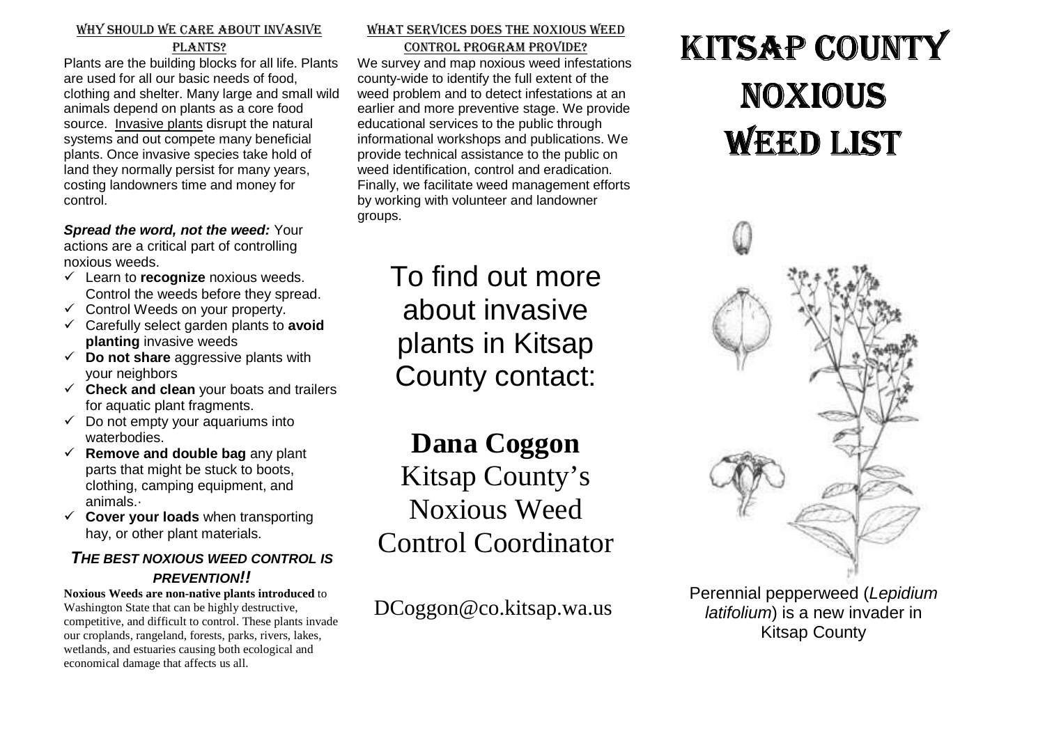### Why Should We Care About Invasive Plants?

Plants are the building blocks for all life. Plants are used for all our basic needs of food, clothing and shelter. Many large and small wild animals depend on plants as a core food source. Invasive plants disrupt the natural systems and out compete many beneficial plants. Once invasive species take hold of land they normally persist for many years, costing landowners time and money for control.

***Spread the word, not the weed:*** Your actions are a critical part of controlling noxious weeds.

- ✓ Learn to **recognize** noxious weeds. Control the weeds before they spread.
- ✓ Control Weeds on your property.
- ✓ Carefully select garden plants to **avoid planting** invasive weeds
- ✓ **Do not share** aggressive plants with your neighbors
- ✓ **Check and clean** your boats and trailers for aquatic plant fragments.
- ✓ Do not empty your aquariums into waterbodies.
- ✓ **Remove and double bag** any plant parts that might be stuck to boots, clothing, camping equipment, and animals.·
- ✓ **Cover your loads** when transporting hay, or other plant materials.

***THE BEST NOXIOUS WEED CONTROL IS PREVENTION!!***

**Noxious Weeds are non-native plants introduced** to Washington State that can be highly destructive, competitive, and difficult to control. These plants invade our croplands, rangeland, forests, parks, rivers, lakes, wetlands, and estuaries causing both ecological and economical damage that affects us all.

### What Services Does the Noxious Weed Control Program Provide?

We survey and map noxious weed infestations county-wide to identify the full extent of the weed problem and to detect infestations at an earlier and more preventive stage. We provide educational services to the public through informational workshops and publications. We provide technical assistance to the public on weed identification, control and eradication. Finally, we facilitate weed management efforts by working with volunteer and landowner groups.

To find out more about invasive plants in Kitsap County contact:

**Dana Coggon**
Kitsap County's Noxious Weed Control Coordinator

DCoggon@co.kitsap.wa.us

# Kitsap County Noxious Weed List

Perennial pepperweed (*Lepidium latifolium*) is a new invader in Kitsap County